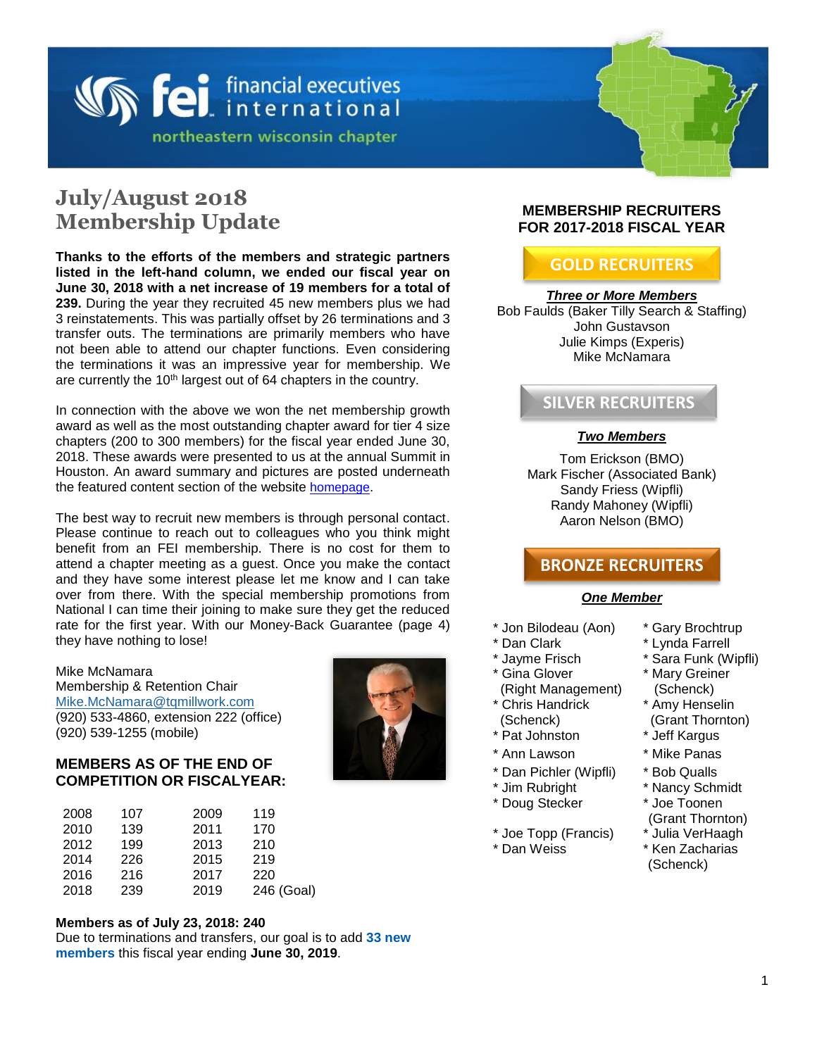financial executives international
northeastern wisconsin chapter

# July/August 2018 Membership Update

**Thanks to the efforts of the members and strategic partners listed in the left-hand column, we ended our fiscal year on June 30, 2018 with a net increase of 19 members for a total of 239.** During the year they recruited 45 new members plus we had 3 reinstatements. This was partially offset by 26 terminations and 3 transfer outs. The terminations are primarily members who have not been able to attend our chapter functions. Even considering the terminations it was an impressive year for membership. We are currently the 10th largest out of 64 chapters in the country.

In connection with the above we won the net membership growth award as well as the most outstanding chapter award for tier 4 size chapters (200 to 300 members) for the fiscal year ended June 30, 2018. These awards were presented to us at the annual Summit in Houston. An award summary and pictures are posted underneath the featured content section of the website homepage.

The best way to recruit new members is through personal contact. Please continue to reach out to colleagues who you think might benefit from an FEI membership. There is no cost for them to attend a chapter meeting as a guest. Once you make the contact and they have some interest please let me know and I can take over from there. With the special membership promotions from National I can time their joining to make sure they get the reduced rate for the first year. With our Money-Back Guarantee (page 4) they have nothing to lose!

Mike McNamara
Membership & Retention Chair
Mike.McNamara@tqmillwork.com
(920) 533-4860, extension 222 (office)
(920) 539-1255 (mobile)

### MEMBERS AS OF THE END OF COMPETITION OR FISCALYEAR:

| | | | |
|---|---|---|---|
| 2008 | 107 | 2009 | 119 |
| 2010 | 139 | 2011 | 170 |
| 2012 | 199 | 2013 | 210 |
| 2014 | 226 | 2015 | 219 |
| 2016 | 216 | 2017 | 220 |
| 2018 | 239 | 2019 | 246 (Goal) |

**Members as of July 23, 2018: 240**
Due to terminations and transfers, our goal is to add **33 new members** this fiscal year ending **June 30, 2019**.

### MEMBERSHIP RECRUITERS FOR 2017-2018 FISCAL YEAR

**GOLD RECRUITERS**

***Three or More Members***

Bob Faulds (Baker Tilly Search & Staffing)
John Gustavson
Julie Kimps (Experis)
Mike McNamara

**SILVER RECRUITERS**

***Two Members***

Tom Erickson (BMO)
Mark Fischer (Associated Bank)
Sandy Friess (Wipfli)
Randy Mahoney (Wipfli)
Aaron Nelson (BMO)

**BRONZE RECRUITERS**

***One Member***

* Jon Bilodeau (Aon)
* Dan Clark
* Jayme Frisch
* Gina Glover (Right Management)
* Chris Handrick (Schenck)
* Pat Johnston
* Ann Lawson
* Dan Pichler (Wipfli)
* Jim Rubright
* Doug Stecker
* Joe Topp (Francis)
* Dan Weiss
* Gary Brochtrup
* Lynda Farrell
* Sara Funk (Wipfli)
* Mary Greiner (Schenck)
* Amy Henselin (Grant Thornton)
* Jeff Kargus
* Mike Panas
* Bob Qualls
* Nancy Schmidt
* Joe Toonen (Grant Thornton)
* Julia VerHaagh
* Ken Zacharias (Schenck)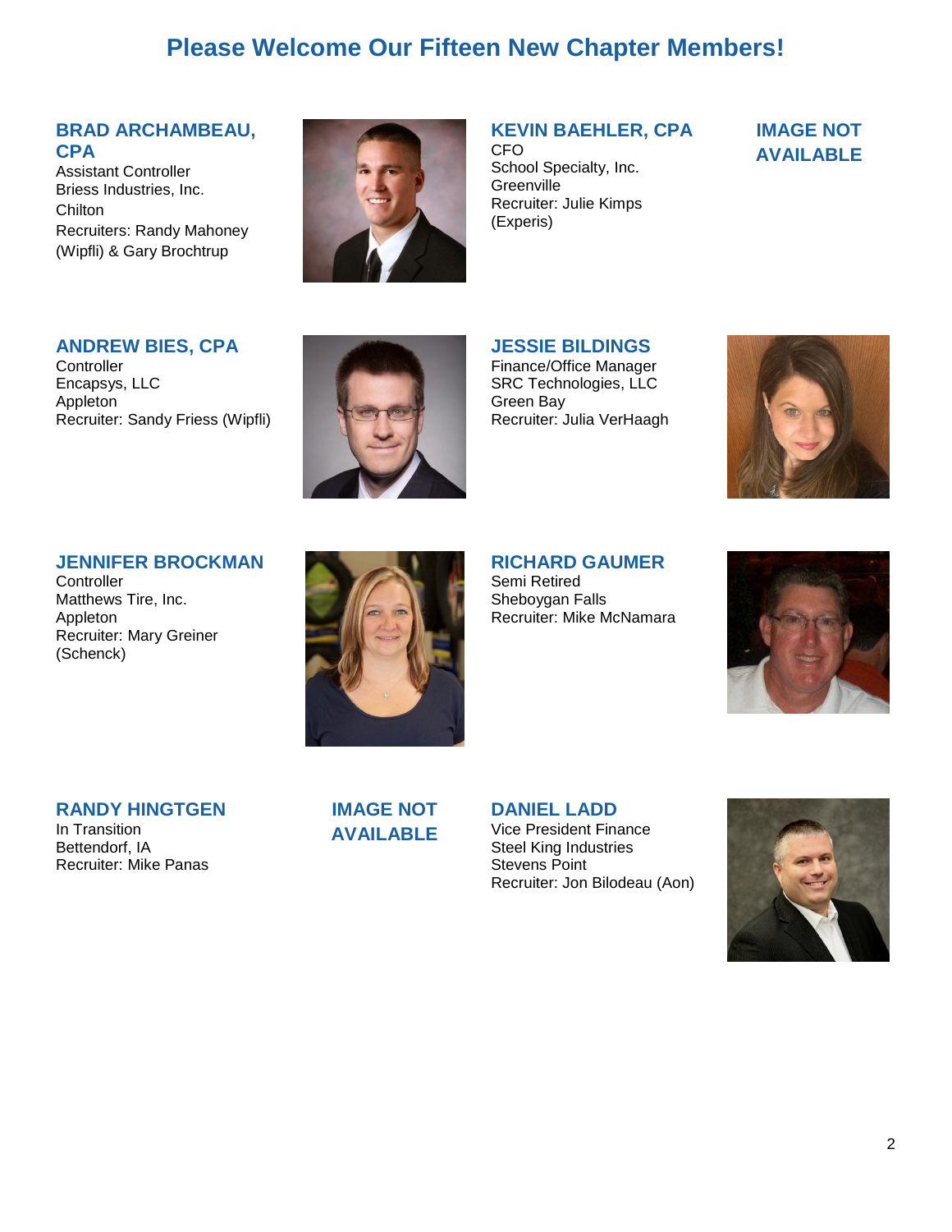# Please Welcome Our Fifteen New Chapter Members!

### BRAD ARCHAMBEAU, CPA
Assistant Controller
Briess Industries, Inc.
Chilton
Recruiters: Randy Mahoney (Wipfli) & Gary Brochtrup

### KEVIN BAEHLER, CPA
CFO
School Specialty, Inc.
Greenville
Recruiter: Julie Kimps (Experis)

**IMAGE NOT AVAILABLE**

### ANDREW BIES, CPA
Controller
Encapsys, LLC
Appleton
Recruiter: Sandy Friess (Wipfli)

### JESSIE BILDINGS
Finance/Office Manager
SRC Technologies, LLC
Green Bay
Recruiter: Julia VerHaagh

### JENNIFER BROCKMAN
Controller
Matthews Tire, Inc.
Appleton
Recruiter: Mary Greiner (Schenck)

### RICHARD GAUMER
Semi Retired
Sheboygan Falls
Recruiter: Mike McNamara

### RANDY HINGTGEN
In Transition
Bettendorf, IA
Recruiter: Mike Panas

**IMAGE NOT AVAILABLE**

### DANIEL LADD
Vice President Finance
Steel King Industries
Stevens Point
Recruiter: Jon Bilodeau (Aon)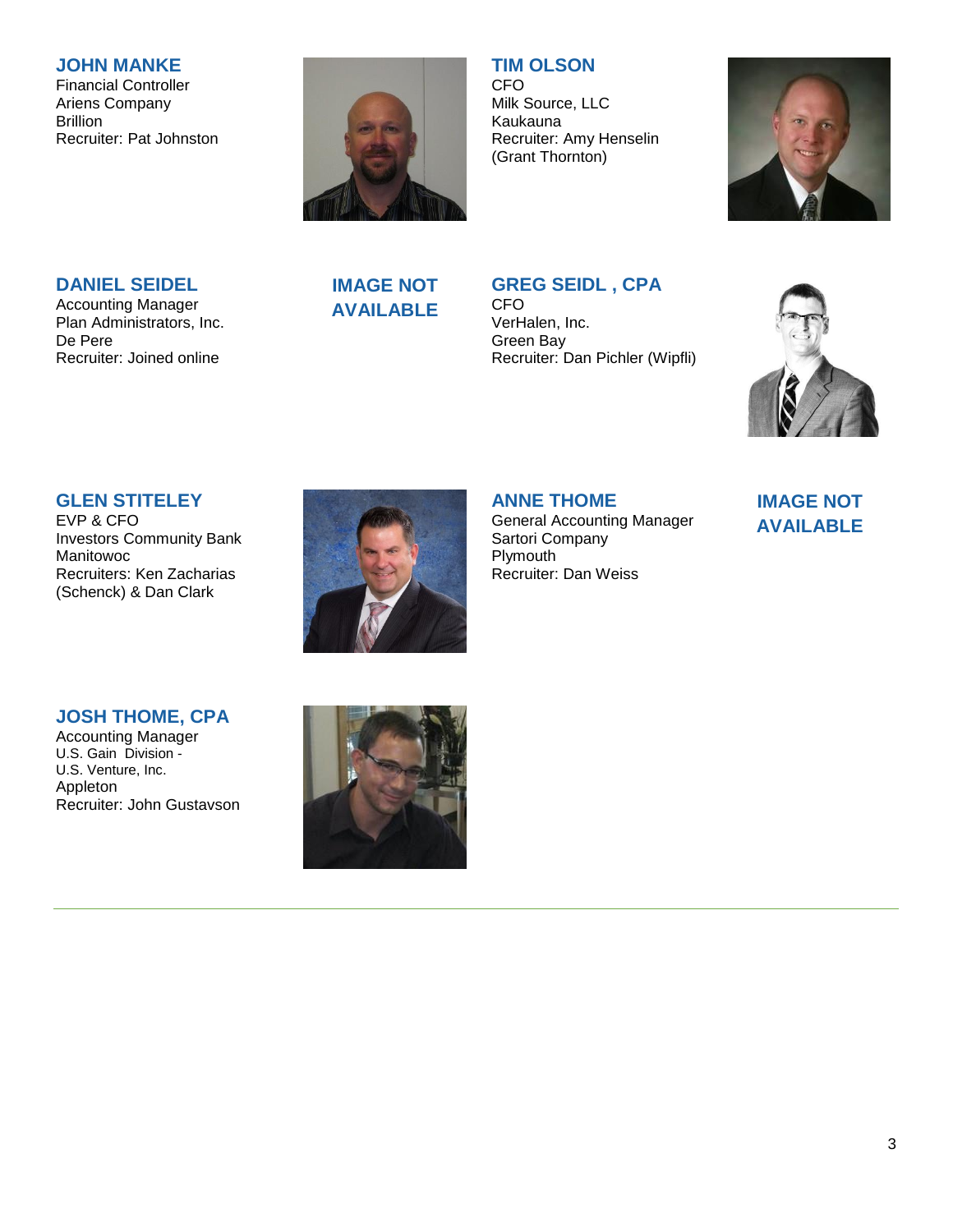**JOHN MANKE**
Financial Controller
Ariens Company
Brillion
Recruiter: Pat Johnston

**TIM OLSON**
CFO
Milk Source, LLC
Kaukauna
Recruiter: Amy Henselin (Grant Thornton)

**DANIEL SEIDEL**
Accounting Manager
Plan Administrators, Inc.
De Pere
Recruiter: Joined online

**IMAGE NOT AVAILABLE**

**GREG SEIDL , CPA**
CFO
VerHalen, Inc.
Green Bay
Recruiter: Dan Pichler (Wipfli)

**GLEN STITELEY**
EVP & CFO
Investors Community Bank
Manitowoc
Recruiters: Ken Zacharias (Schenck) & Dan Clark

**ANNE THOME**
General Accounting Manager
Sartori Company
Plymouth
Recruiter: Dan Weiss

**IMAGE NOT AVAILABLE**

**JOSH THOME, CPA**
Accounting Manager
U.S. Gain Division -
U.S. Venture, Inc.
Appleton
Recruiter: John Gustavson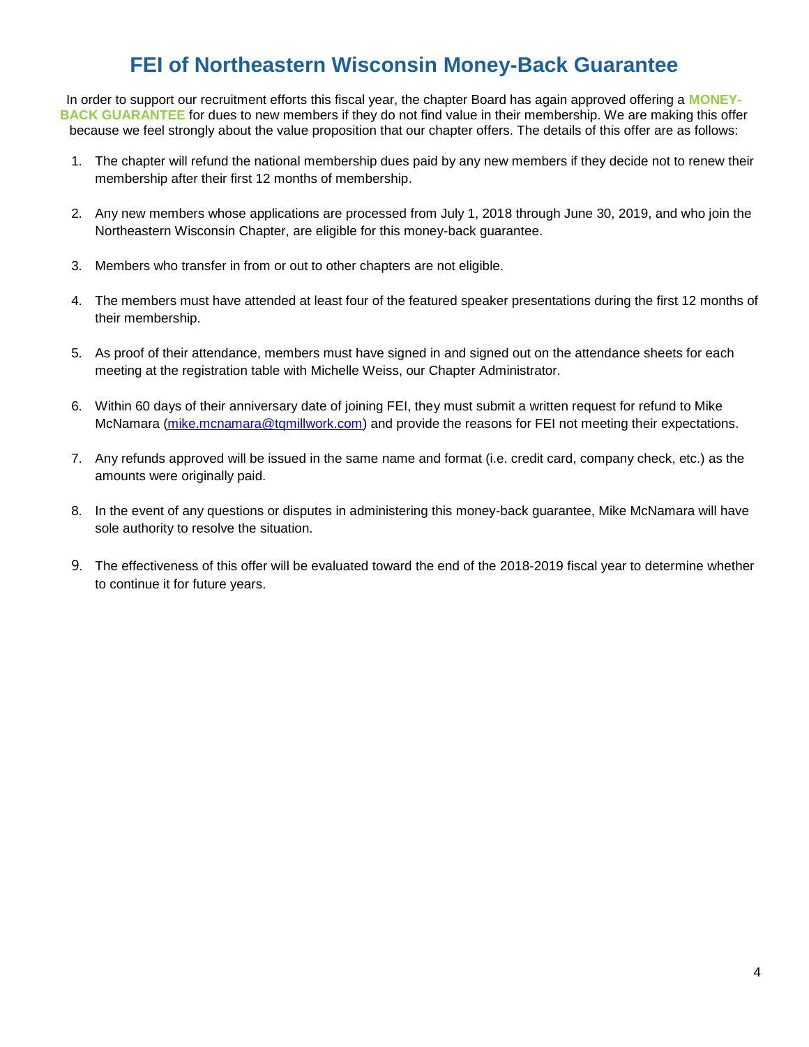# FEI of Northeastern Wisconsin Money-Back Guarantee

In order to support our recruitment efforts this fiscal year, the chapter Board has again approved offering a **MONEY-BACK GUARANTEE** for dues to new members if they do not find value in their membership. We are making this offer because we feel strongly about the value proposition that our chapter offers. The details of this offer are as follows:

1. The chapter will refund the national membership dues paid by any new members if they decide not to renew their membership after their first 12 months of membership.

2. Any new members whose applications are processed from July 1, 2018 through June 30, 2019, and who join the Northeastern Wisconsin Chapter, are eligible for this money-back guarantee.

3. Members who transfer in from or out to other chapters are not eligible.

4. The members must have attended at least four of the featured speaker presentations during the first 12 months of their membership.

5. As proof of their attendance, members must have signed in and signed out on the attendance sheets for each meeting at the registration table with Michelle Weiss, our Chapter Administrator.

6. Within 60 days of their anniversary date of joining FEI, they must submit a written request for refund to Mike McNamara (mike.mcnamara@tqmillwork.com) and provide the reasons for FEI not meeting their expectations.

7. Any refunds approved will be issued in the same name and format (i.e. credit card, company check, etc.) as the amounts were originally paid.

8. In the event of any questions or disputes in administering this money-back guarantee, Mike McNamara will have sole authority to resolve the situation.

9. The effectiveness of this offer will be evaluated toward the end of the 2018-2019 fiscal year to determine whether to continue it for future years.